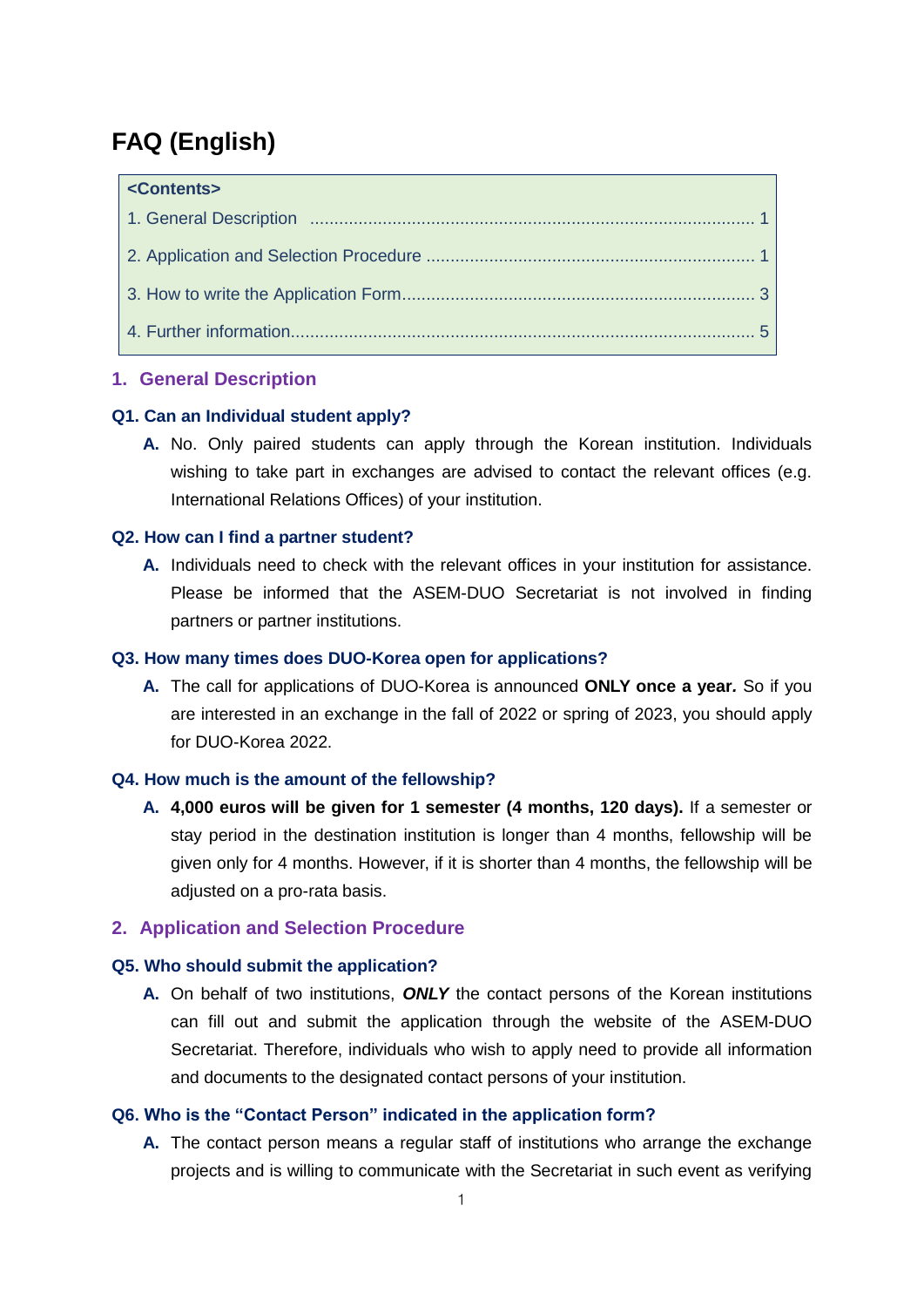# FAQ (English)

**<Contents>**

1. General Description ........................................................................................... 1
2. Application and Selection Procedure ................................................................... 1
3. How to write the Application Form........................................................................ 3
4. Further information.............................................................................................. 5

## 1. General Description

### Q1. Can an Individual student apply?

**A.** No. Only paired students can apply through the Korean institution. Individuals wishing to take part in exchanges are advised to contact the relevant offices (e.g. International Relations Offices) of your institution.

### Q2. How can I find a partner student?

**A.** Individuals need to check with the relevant offices in your institution for assistance. Please be informed that the ASEM-DUO Secretariat is not involved in finding partners or partner institutions.

### Q3. How many times does DUO-Korea open for applications?

**A.** The call for applications of DUO-Korea is announced **ONLY once a year.** So if you are interested in an exchange in the fall of 2022 or spring of 2023, you should apply for DUO-Korea 2022.

### Q4. How much is the amount of the fellowship?

**A.** **4,000 euros will be given for 1 semester (4 months, 120 days).** If a semester or stay period in the destination institution is longer than 4 months, fellowship will be given only for 4 months. However, if it is shorter than 4 months, the fellowship will be adjusted on a pro-rata basis.

## 2. Application and Selection Procedure

### Q5. Who should submit the application?

**A.** On behalf of two institutions, ***ONLY*** the contact persons of the Korean institutions can fill out and submit the application through the website of the ASEM-DUO Secretariat. Therefore, individuals who wish to apply need to provide all information and documents to the designated contact persons of your institution.

### Q6. Who is the "Contact Person" indicated in the application form?

**A.** The contact person means a regular staff of institutions who arrange the exchange projects and is willing to communicate with the Secretariat in such event as verifying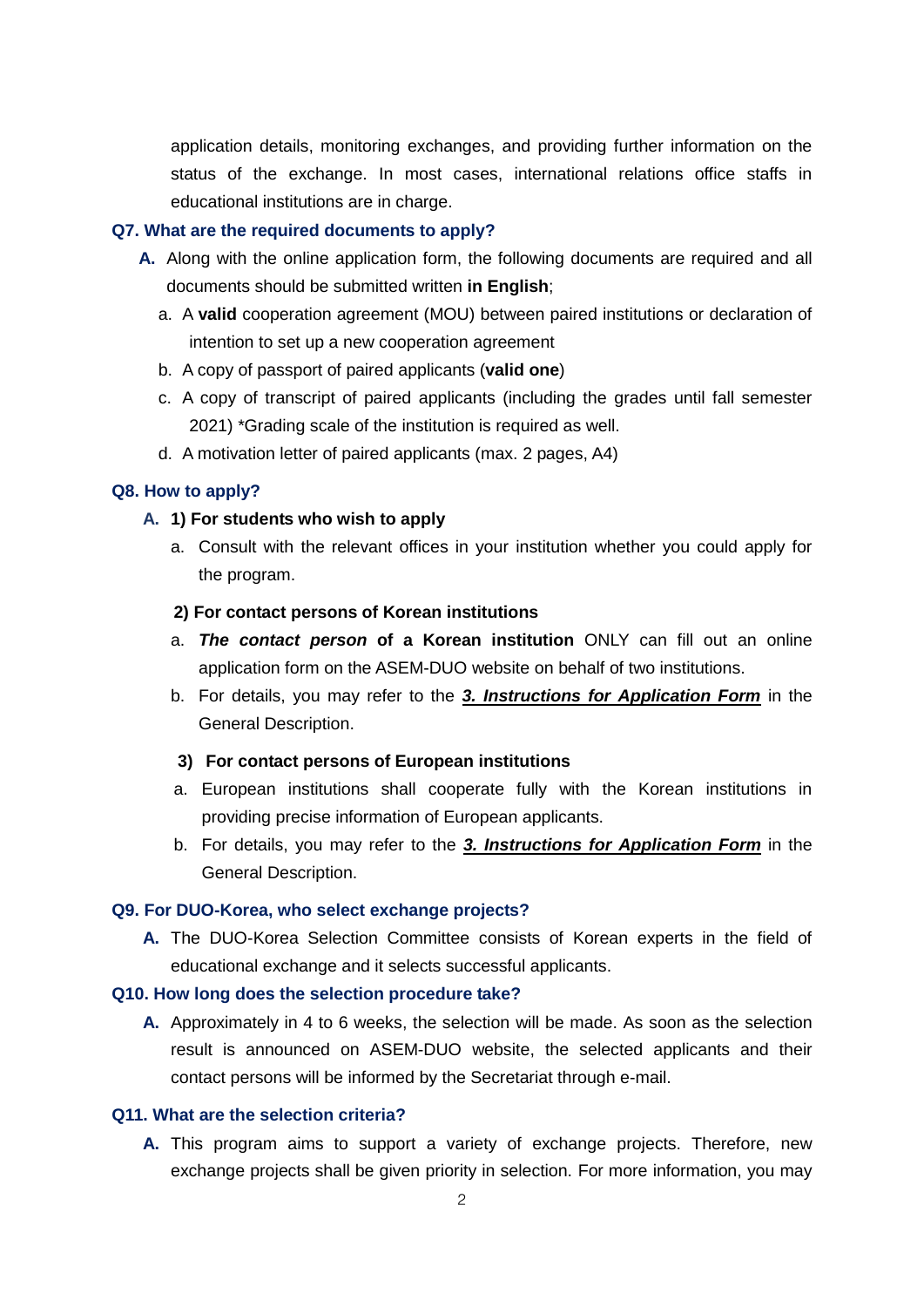application details, monitoring exchanges, and providing further information on the status of the exchange. In most cases, international relations office staffs in educational institutions are in charge.

### Q7. What are the required documents to apply?

**A.** Along with the online application form, the following documents are required and all documents should be submitted written **in English**;

a. A **valid** cooperation agreement (MOU) between paired institutions or declaration of intention to set up a new cooperation agreement

b. A copy of passport of paired applicants (**valid one**)

c. A copy of transcript of paired applicants (including the grades until fall semester 2021) *Grading scale of the institution is required as well.

d. A motivation letter of paired applicants (max. 2 pages, A4)

### Q8. How to apply?

**A. 1) For students who wish to apply**

a. Consult with the relevant offices in your institution whether you could apply for the program.

**2) For contact persons of Korean institutions**

a. ***The contact person*** **of a Korean institution** ONLY can fill out an online application form on the ASEM-DUO website on behalf of two institutions.

b. For details, you may refer to the ***3. Instructions for Application Form*** in the General Description.

**3) For contact persons of European institutions**

a. European institutions shall cooperate fully with the Korean institutions in providing precise information of European applicants.

b. For details, you may refer to the ***3. Instructions for Application Form*** in the General Description.

### Q9. For DUO-Korea, who select exchange projects?

**A.** The DUO-Korea Selection Committee consists of Korean experts in the field of educational exchange and it selects successful applicants.

### Q10. How long does the selection procedure take?

**A.** Approximately in 4 to 6 weeks, the selection will be made. As soon as the selection result is announced on ASEM-DUO website, the selected applicants and their contact persons will be informed by the Secretariat through e-mail.

### Q11. What are the selection criteria?

**A.** This program aims to support a variety of exchange projects. Therefore, new exchange projects shall be given priority in selection. For more information, you may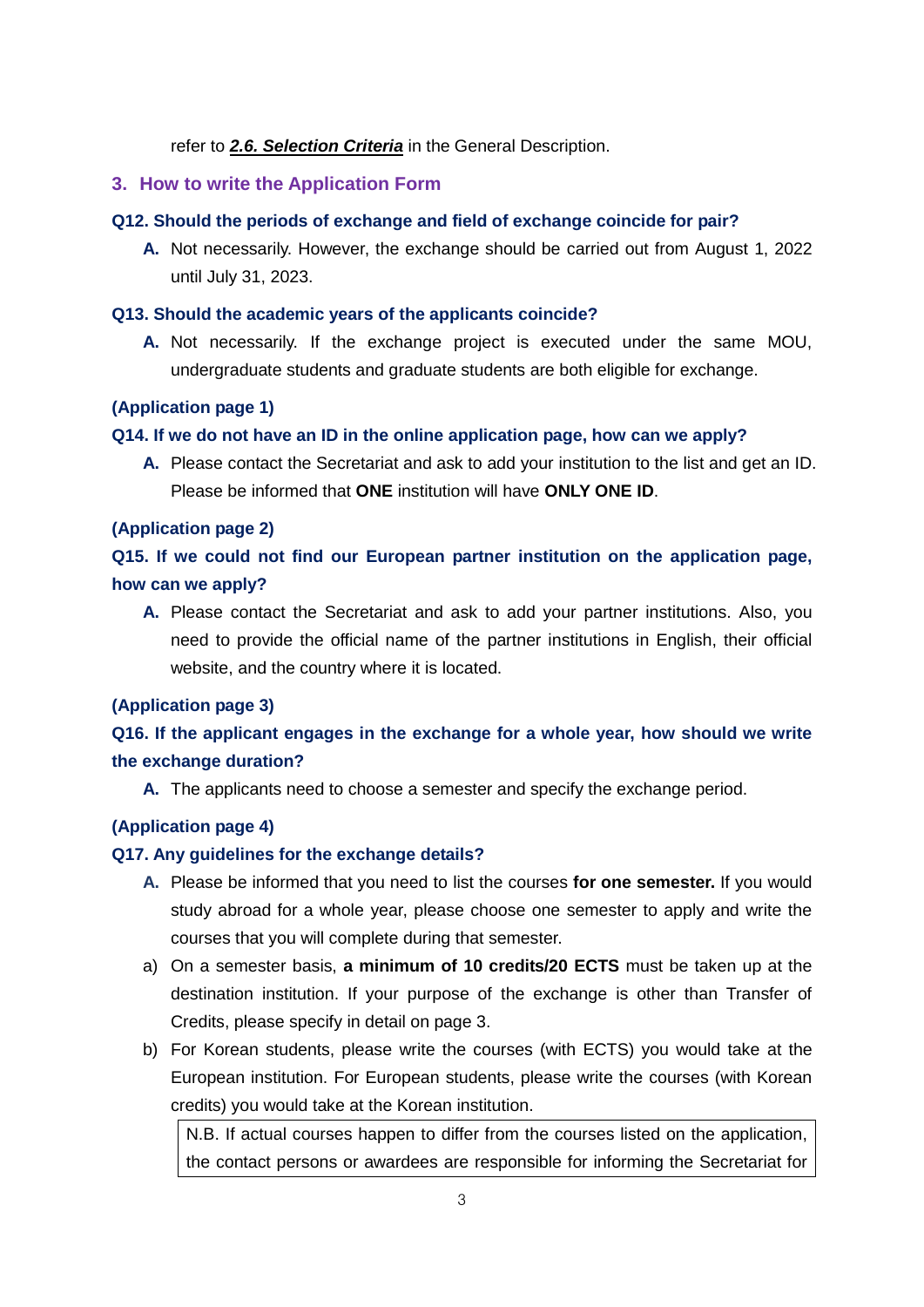refer to ***2.6. Selection Criteria*** in the General Description.

## 3. How to write the Application Form

**Q12. Should the periods of exchange and field of exchange coincide for pair?**

**A.** Not necessarily. However, the exchange should be carried out from August 1, 2022 until July 31, 2023.

**Q13. Should the academic years of the applicants coincide?**

**A.** Not necessarily. If the exchange project is executed under the same MOU, undergraduate students and graduate students are both eligible for exchange.

**(Application page 1)**

**Q14. If we do not have an ID in the online application page, how can we apply?**

**A.** Please contact the Secretariat and ask to add your institution to the list and get an ID. Please be informed that **ONE** institution will have **ONLY ONE ID**.

**(Application page 2)**

**Q15. If we could not find our European partner institution on the application page, how can we apply?**

**A.** Please contact the Secretariat and ask to add your partner institutions. Also, you need to provide the official name of the partner institutions in English, their official website, and the country where it is located.

**(Application page 3)**

**Q16. If the applicant engages in the exchange for a whole year, how should we write the exchange duration?**

**A.** The applicants need to choose a semester and specify the exchange period.

**(Application page 4)**

**Q17. Any guidelines for the exchange details?**

**A.** Please be informed that you need to list the courses **for one semester.** If you would study abroad for a whole year, please choose one semester to apply and write the courses that you will complete during that semester.

a) On a semester basis, **a minimum of 10 credits/20 ECTS** must be taken up at the destination institution. If your purpose of the exchange is other than Transfer of Credits, please specify in detail on page 3.

b) For Korean students, please write the courses (with ECTS) you would take at the European institution. For European students, please write the courses (with Korean credits) you would take at the Korean institution.

N.B. If actual courses happen to differ from the courses listed on the application, the contact persons or awardees are responsible for informing the Secretariat for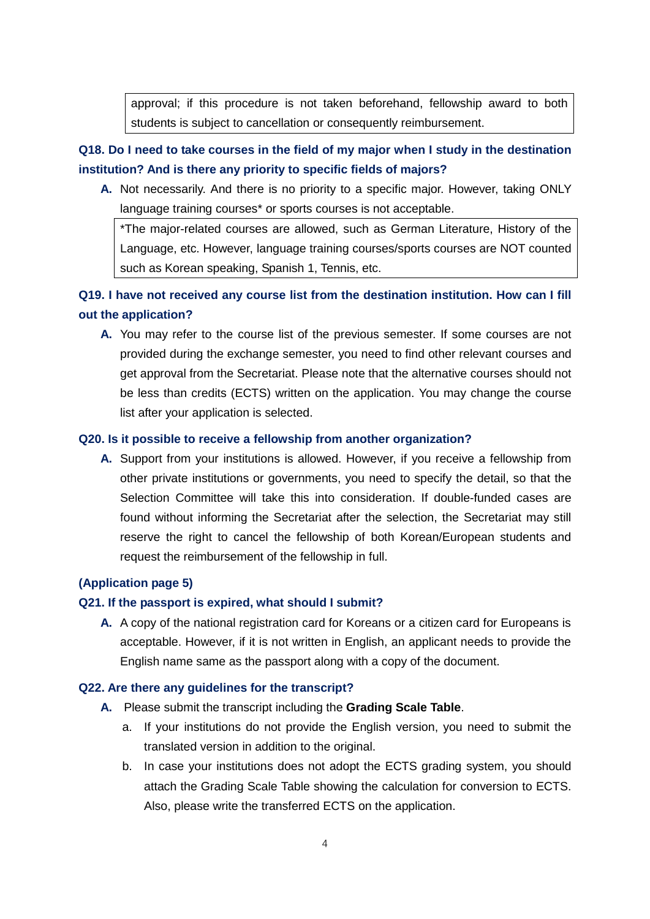> approval; if this procedure is not taken beforehand, fellowship award to both students is subject to cancellation or consequently reimbursement.

**Q18. Do I need to take courses in the field of my major when I study in the destination institution? And is there any priority to specific fields of majors?**

**A.** Not necessarily. And there is no priority to a specific major. However, taking ONLY language training courses* or sports courses is not acceptable.

> *The major-related courses are allowed, such as German Literature, History of the Language, etc. However, language training courses/sports courses are NOT counted such as Korean speaking, Spanish 1, Tennis, etc.

**Q19. I have not received any course list from the destination institution. How can I fill out the application?**

**A.** You may refer to the course list of the previous semester. If some courses are not provided during the exchange semester, you need to find other relevant courses and get approval from the Secretariat. Please note that the alternative courses should not be less than credits (ECTS) written on the application. You may change the course list after your application is selected.

**Q20. Is it possible to receive a fellowship from another organization?**

**A.** Support from your institutions is allowed. However, if you receive a fellowship from other private institutions or governments, you need to specify the detail, so that the Selection Committee will take this into consideration. If double-funded cases are found without informing the Secretariat after the selection, the Secretariat may still reserve the right to cancel the fellowship of both Korean/European students and request the reimbursement of the fellowship in full.

**(Application page 5)**

**Q21. If the passport is expired, what should I submit?**

**A.** A copy of the national registration card for Koreans or a citizen card for Europeans is acceptable. However, if it is not written in English, an applicant needs to provide the English name same as the passport along with a copy of the document.

**Q22. Are there any guidelines for the transcript?**

**A.** Please submit the transcript including the **Grading Scale Table**.

a. If your institutions do not provide the English version, you need to submit the translated version in addition to the original.

b. In case your institutions does not adopt the ECTS grading system, you should attach the Grading Scale Table showing the calculation for conversion to ECTS. Also, please write the transferred ECTS on the application.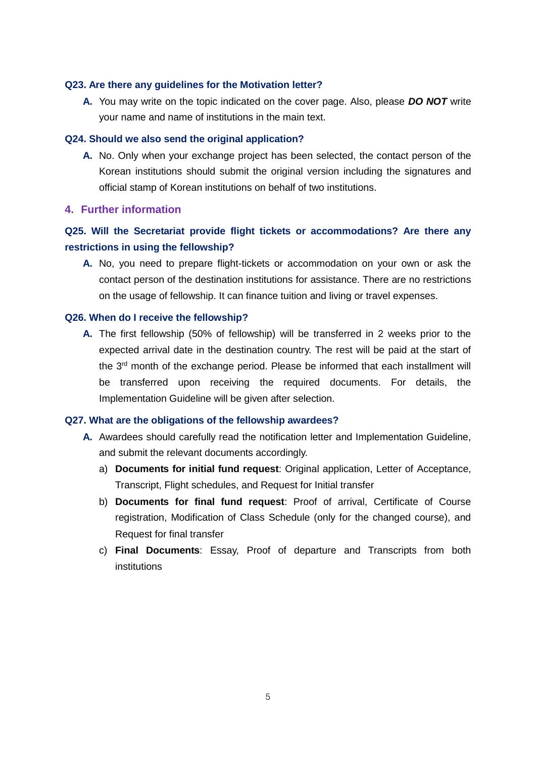**Q23. Are there any guidelines for the Motivation letter?**

**A.** You may write on the topic indicated on the cover page. Also, please ***DO NOT*** write your name and name of institutions in the main text.

**Q24. Should we also send the original application?**

**A.** No. Only when your exchange project has been selected, the contact person of the Korean institutions should submit the original version including the signatures and official stamp of Korean institutions on behalf of two institutions.

## 4. Further information

**Q25. Will the Secretariat provide flight tickets or accommodations? Are there any restrictions in using the fellowship?**

**A.** No, you need to prepare flight-tickets or accommodation on your own or ask the contact person of the destination institutions for assistance. There are no restrictions on the usage of fellowship. It can finance tuition and living or travel expenses.

**Q26. When do I receive the fellowship?**

**A.** The first fellowship (50% of fellowship) will be transferred in 2 weeks prior to the expected arrival date in the destination country. The rest will be paid at the start of the 3rd month of the exchange period. Please be informed that each installment will be transferred upon receiving the required documents. For details, the Implementation Guideline will be given after selection.

**Q27. What are the obligations of the fellowship awardees?**

**A.** Awardees should carefully read the notification letter and Implementation Guideline, and submit the relevant documents accordingly.

a) **Documents for initial fund request**: Original application, Letter of Acceptance, Transcript, Flight schedules, and Request for Initial transfer

b) **Documents for final fund request**: Proof of arrival, Certificate of Course registration, Modification of Class Schedule (only for the changed course), and Request for final transfer

c) **Final Documents**: Essay, Proof of departure and Transcripts from both institutions